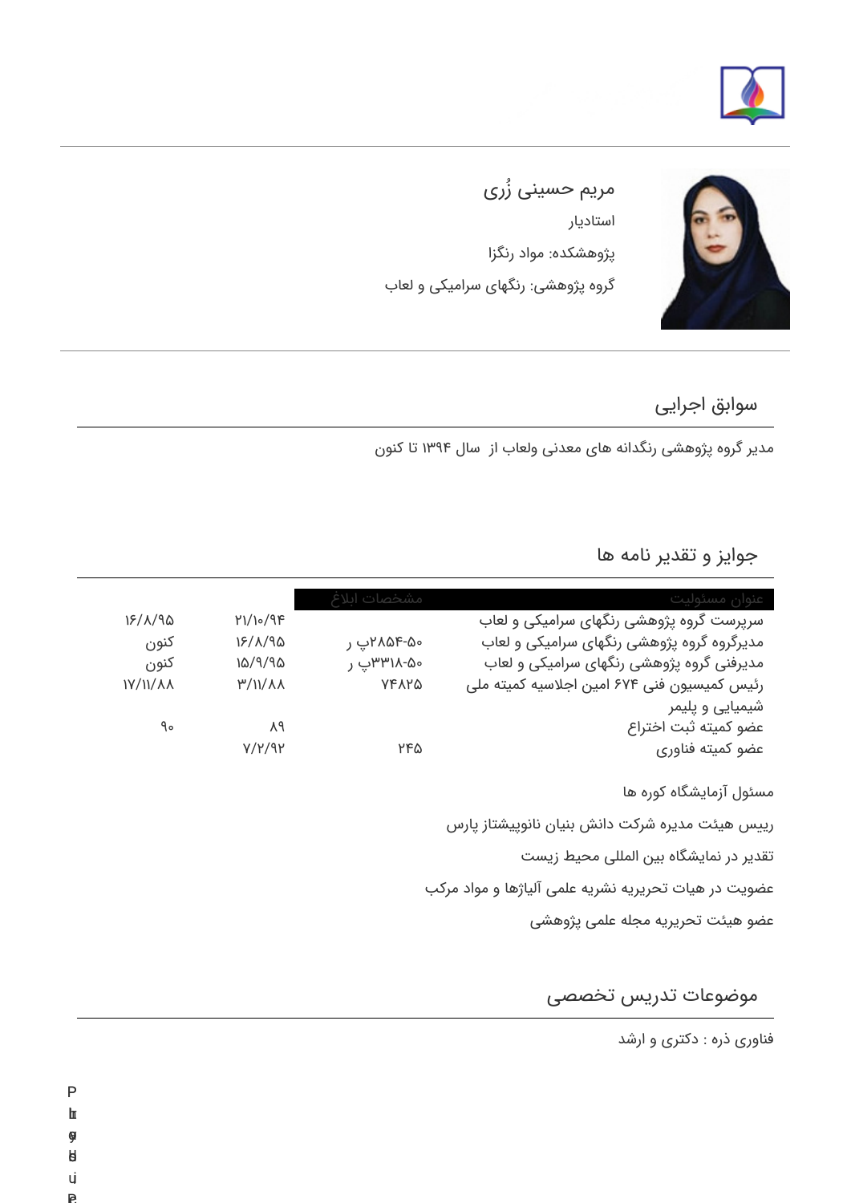# مریم حسینی زُری

استادیار

پژوهشکده: مواد رنگزا

گروه پژوهشی: رنگهای سرامیکی و لعاب

## سوابق اجرایی

مدیر گروه پژوهشی رنگدانه های معدنی ولعاب از  سال ۱۳۹۴ تا کنون

## جوایز و تقدیر نامه ها

| عنوان مسئولیت | مشخصات ابلاغ | | |
|---|---|---|---|
| سرپرست گروه پژوهشی رنگهای سرامیکی و لعاب | | ۲۱/۱۰/۹۴ | ۱۶/۸/۹۵ |
| مدیرگروه گروه پژوهشی رنگهای سرامیکی و لعاب | ۵۰-۲۸۵۴پ ر | ۱۶/۸/۹۵ | کنون |
| مدیرفنی گروه پژوهشی رنگهای سرامیکی و لعاب | ۵۰-۳۳۱۸پ ر | ۱۵/۹/۹۵ | کنون |
| رئیس کمیسیون فنی ۶۷۴ امین اجلاسیه کمیته ملی شیمیایی و پلیمر | ۷۴۸۲۵ | ۳/۱۱/۸۸ | ۱۷/۱۱/۸۸ |
| عضو کمیته ثبت اختراع | | ۸۹ | ۹۰ |
| عضو کمیته فناوری | ۲۴۵ | ۷/۲/۹۲ | |

مسئول آزمایشگاه کوره ها

رییس هیئت مدیره شرکت دانش بنیان نانوپیشتاز پارس

تقدیر در نمایشگاه بین المللی محیط زیست

عضویت در هیات تحریریه نشریه علمی آلیاژها و مواد مرکب

عضو هیئت تحریریه مجله علمی پژوهشی

## موضوعات تدریس تخصصی

فناوری ذره : دکتری و ارشد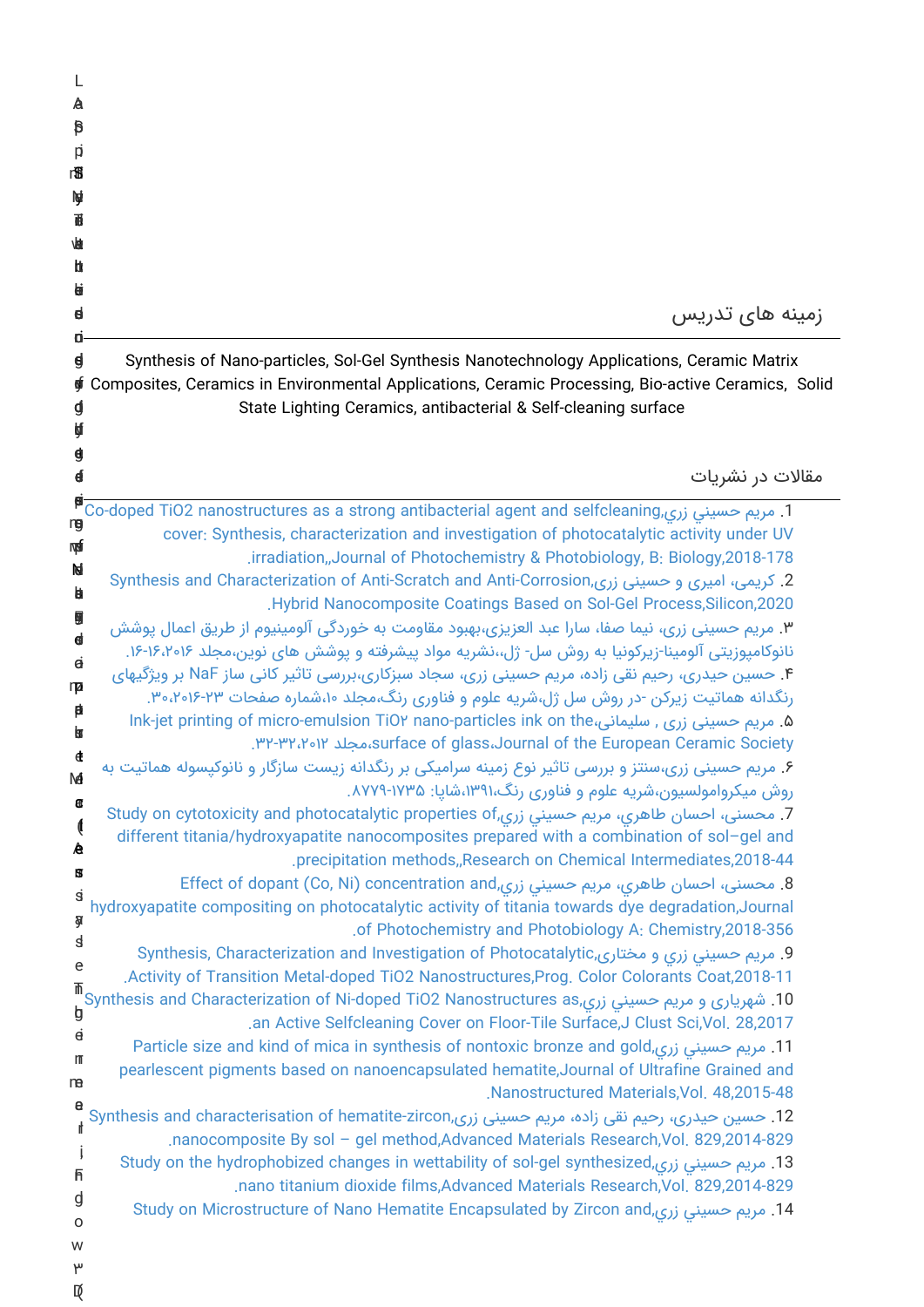## زمینه های تدریس

Synthesis of Nano-particles, Sol-Gel Synthesis Nanotechnology Applications, Ceramic Matrix Composites, Ceramics in Environmental Applications, Ceramic Processing, Bio-active Ceramics, Solid State Lighting Ceramics, antibacterial & Self-cleaning surface

## مقالات در نشریات

1. مريم حسيني زري,Co-doped TiO2 nanostructures as a strong antibacterial agent and selfcleaning cover: Synthesis, characterization and investigation of photocatalytic activity under UV irradiation,,Journal of Photochemistry & Photobiology, B: Biology,2018-178.
2. کریمی، امیری و حسینی زری,Synthesis and Characterization of Anti-Scratch and Anti-Corrosion Hybrid Nanocomposite Coatings Based on Sol-Gel Process,Silicon,2020.
3. مریم حسینی زری، نیما صفا، سارا عبد العزیزی،بهبود مقاومت به خوردگی آلومینیوم از طریق اعمال پوشش نانوکامپوزیتی آلومینا-زیرکونیا به روش سل- ژل،،نشریه مواد پیشرفته و پوشش های نوین،مجلد ۲۰۱۶،۱۶-۱۶.
4. حسین حیدری، رحیم نقی زاده، مریم حسینی زری، سجاد سبزکاری،بررسی تاثیر کانی ساز NaF بر ویژگیهای رنگدانه هماتیت زیرکن -در روش سل ژل،شریه علوم و فناوری رنگ،مجلد ۱۰،شماره صفحات ۲۳-۲۰۱۶،۳۰.
5. مریم حسینی زری , سلیمانی،Ink-jet printing of micro-emulsion TiO۲ nano-particles ink on the surface of glass،Journal of the European Ceramic Society،مجلد ۲۰۱۲،۳۲-۳۲.
6. مریم حسینی زری،سنتز و بررسی تاثیر نوع زمینه سرامیکی بر رنگدانه زیست سازگار و نانوکپسوله هماتیت به روش میکرواملسیون،شریه علوم و فناوری رنگ،۱۳۹۱،شاپا: ۱۷۳۵-۸۷۷۹.
7. محسنی، احسان طاهري، مريم حسيني زري,Study on cytotoxicity and photocatalytic properties of different titania/hydroxyapatite nanocomposites prepared with a combination of sol–gel and precipitation methods,,Research on Chemical Intermediates,2018-44.
8. محسنی، احسان طاهري، مريم حسيني زري,Effect of dopant (Co, Ni) concentration and hydroxyapatite compositing on photocatalytic activity of titania towards dye degradation,Journal of Photochemistry and Photobiology A: Chemistry,2018-356.
9. مريم حسيني زري و مختاری,Synthesis, Characterization and Investigation of Photocatalytic Activity of Transition Metal-doped TiO2 Nanostructures,Prog. Color Colorants Coat,2018-11.
10. شهریاری و مريم حسيني زري,Synthesis and Characterization of Ni-doped TiO2 Nanostructures as an Active Selfcleaning Cover on Floor-Tile Surface,J Clust Sci,Vol. 28,2017.
11. مريم حسيني زري,Particle size and kind of mica in synthesis of nontoxic bronze and gold pearlescent pigments based on nanoencapsulated hematite,Journal of Ultrafine Grained and Nanostructured Materials,Vol. 48,2015-48.
12. حسین حیدری، رحیم نقی زاده، مریم حسینی زری,Synthesis and characterisation of hematite-zircon nanocomposite By sol – gel method,Advanced Materials Research,Vol. 829,2014-829.
13. مريم حسيني زري,Study on the hydrophobized changes in wettability of sol-gel synthesized nano titanium dioxide films,Advanced Materials Research,Vol. 829,2014-829.
14. مريم حسيني زري,Study on Microstructure of Nano Hematite Encapsulated by Zircon and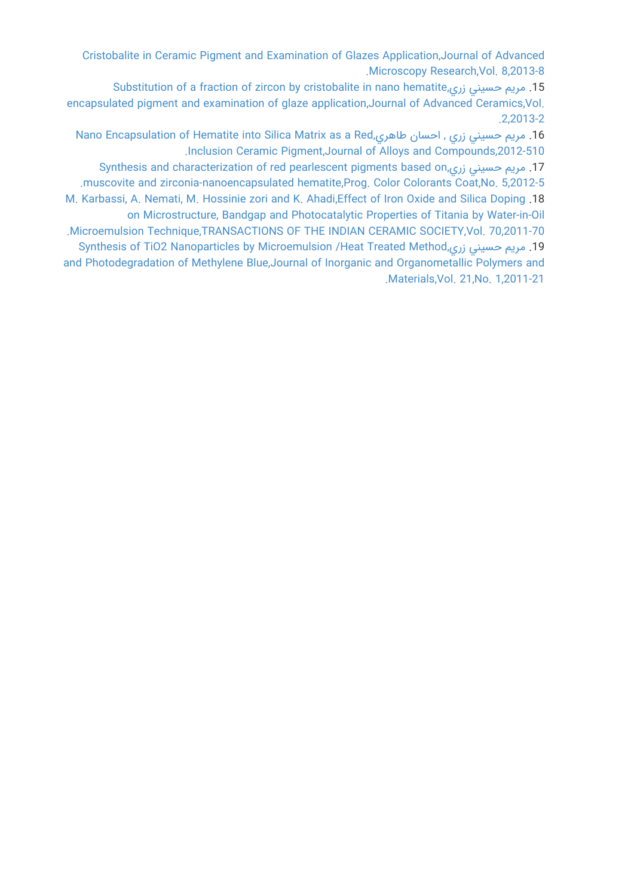Cristobalite in Ceramic Pigment and Examination of Glazes Application,Journal of Advanced Microscopy Research,Vol. 8,2013-8.

15. مریم حسینی زری,Substitution of a fraction of zircon by cristobalite in nano hematite encapsulated pigment and examination of glaze application,Journal of Advanced Ceramics,Vol. 2,2013-2.

16. مریم حسینی زری , احسان طاهری,Nano Encapsulation of Hematite into Silica Matrix as a Red Inclusion Ceramic Pigment,Journal of Alloys and Compounds,2012-510.

17. مریم حسینی زری,Synthesis and characterization of red pearlescent pigments based on muscovite and zirconia-nanoencapsulated hematite,Prog. Color Colorants Coat,No. 5,2012-5.

18. M. Karbassi, A. Nemati, M. Hossinie zori and K. Ahadi,Effect of Iron Oxide and Silica Doping on Microstructure, Bandgap and Photocatalytic Properties of Titania by Water-in-Oil Microemulsion Technique,TRANSACTIONS OF THE INDIAN CERAMIC SOCIETY,Vol. 70,2011-70.

19. مریم حسینی زری,Synthesis of TiO2 Nanoparticles by Microemulsion /Heat Treated Method and Photodegradation of Methylene Blue,Journal of Inorganic and Organometallic Polymers and Materials,Vol. 21,No. 1,2011-21.